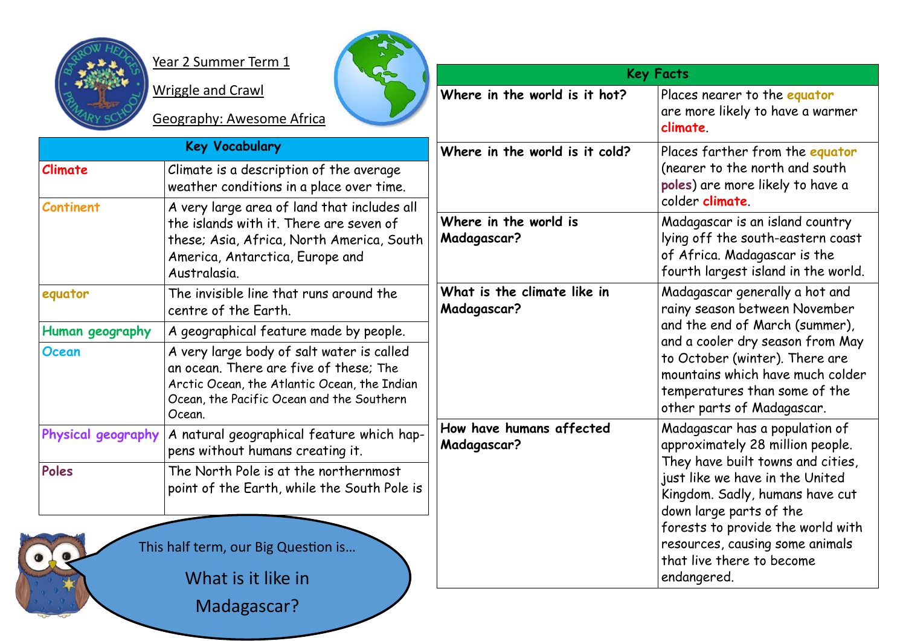Year 2 Summer Term 1

Wriggle and Crawl

Geography: Awesome Africa

| Key Vocabulary | |
|---|---|
| **Climate** | Climate is a description of the average weather conditions in a place over time. |
| **Continent** | A very large area of land that includes all the islands with it. There are seven of these; Asia, Africa, North America, South America, Antarctica, Europe and Australasia. |
| **equator** | The invisible line that runs around the centre of the Earth. |
| **Human geography** | A geographical feature made by people. |
| **Ocean** | A very large body of salt water is called an ocean. There are five of these; The Arctic Ocean, the Atlantic Ocean, the Indian Ocean, the Pacific Ocean and the Southern Ocean. |
| **Physical geography** | A natural geographical feature which happens without humans creating it. |
| **Poles** | The North Pole is at the northernmost point of the Earth, while the South Pole is |

This half term, our Big Question is…

What is it like in Madagascar?

| Key Facts | |
|---|---|
| **Where in the world is it hot?** | Places nearer to the **equator** are more likely to have a warmer **climate**. |
| **Where in the world is it cold?** | Places farther from the **equator** (nearer to the north and south **poles**) are more likely to have a colder **climate**. |
| **Where in the world is Madagascar?** | Madagascar is an island country lying off the south-eastern coast of Africa. Madagascar is the fourth largest island in the world. |
| **What is the climate like in Madagascar?** | Madagascar generally a hot and rainy season between November and the end of March (summer), and a cooler dry season from May to October (winter). There are mountains which have much colder temperatures than some of the other parts of Madagascar. |
| **How have humans affected Madagascar?** | Madagascar has a population of approximately 28 million people. They have built towns and cities, just like we have in the United Kingdom. Sadly, humans have cut down large parts of the forests to provide the world with resources, causing some animals that live there to become endangered. |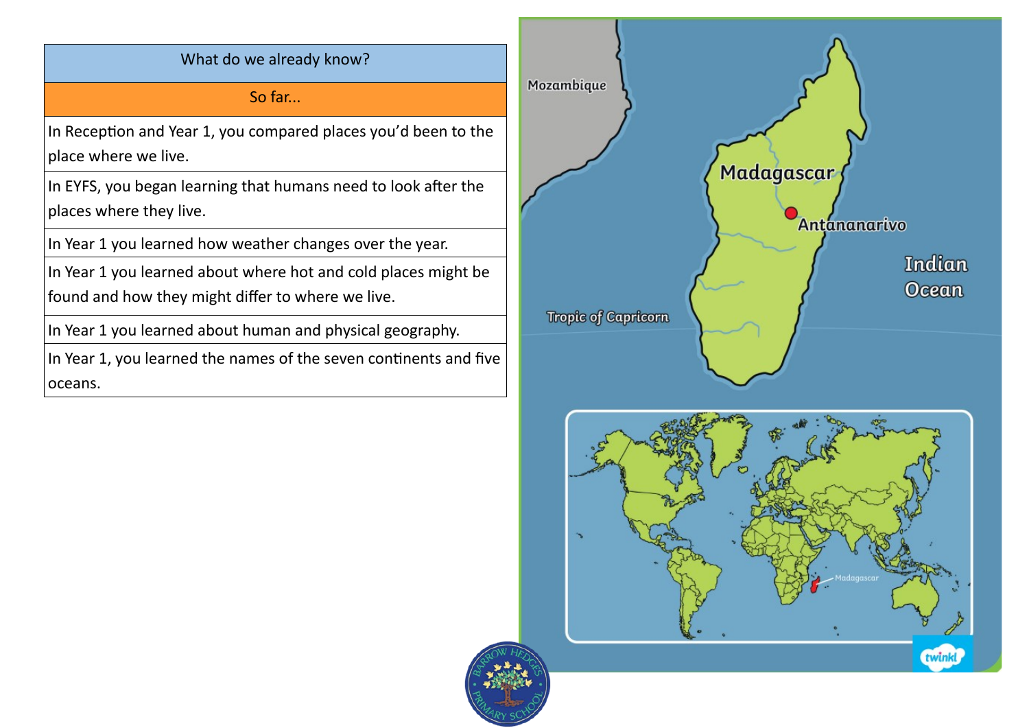| What do we already know? |
|---|
| So far... |
| In Reception and Year 1, you compared places you'd been to the place where we live. |
| In EYFS, you began learning that humans need to look after the places where they live. |
| In Year 1 you learned how weather changes over the year. |
| In Year 1 you learned about where hot and cold places might be found and how they might differ to where we live. |
| In Year 1 you learned about human and physical geography. |
| In Year 1, you learned the names of the seven continents and five oceans. |

Mozambique

Madagascar

Antananarivo

Indian Ocean

Tropic of Capricorn

Madagascar

twinkl